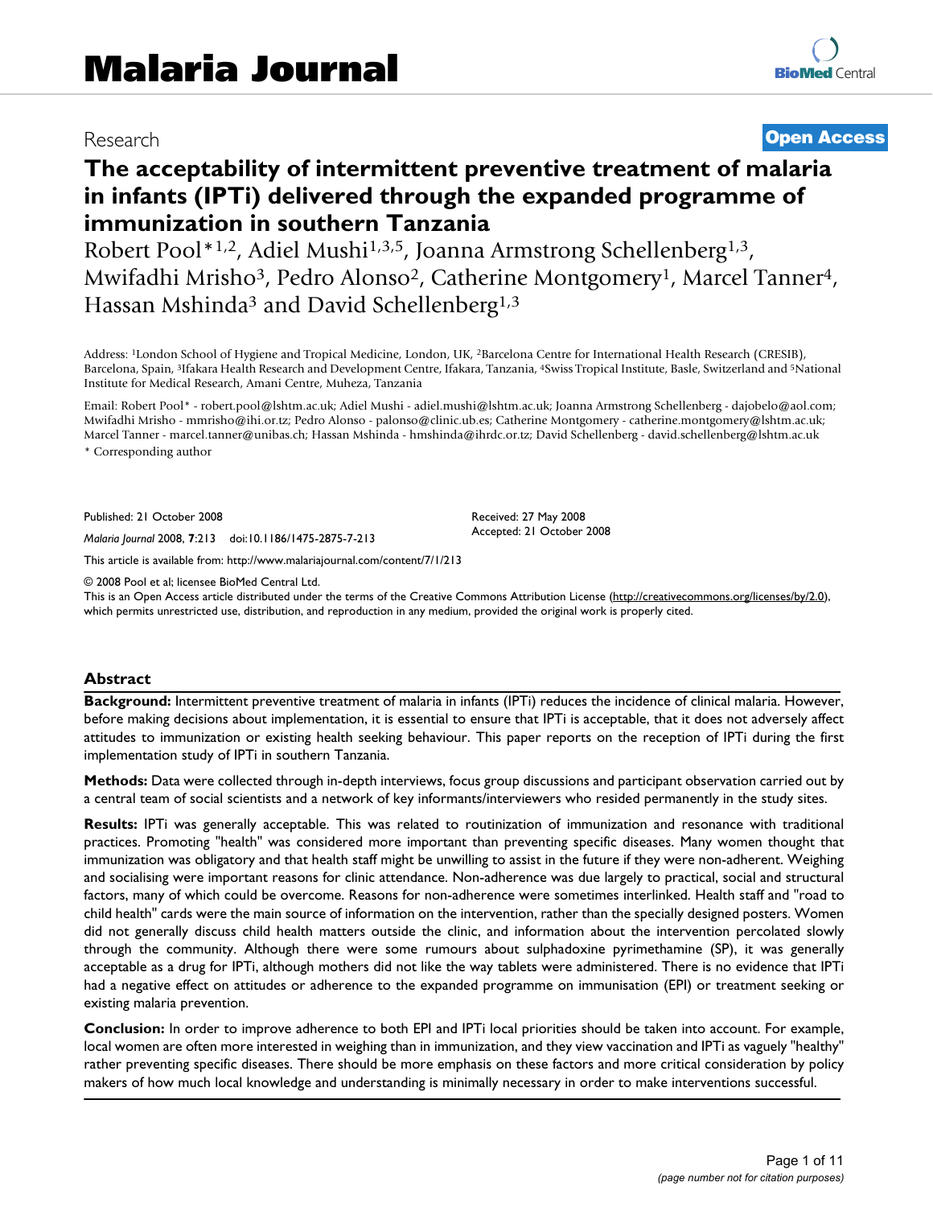Research

**Open Access**

# The acceptability of intermittent preventive treatment of malaria in infants (IPTi) delivered through the expanded programme of immunization in southern Tanzania

Robert Pool*[1,2], Adiel Mushi[1,3,5], Joanna Armstrong Schellenberg[1,3], Mwifadhi Mrisho[3], Pedro Alonso[2], Catherine Montgomery[1], Marcel Tanner[4], Hassan Mshinda[3] and David Schellenberg[1,3]

Address: [1]London School of Hygiene and Tropical Medicine, London, UK, [2]Barcelona Centre for International Health Research (CRESIB), Barcelona, Spain, [3]Ifakara Health Research and Development Centre, Ifakara, Tanzania, [4]Swiss Tropical Institute, Basle, Switzerland and [5]National Institute for Medical Research, Amani Centre, Muheza, Tanzania

Email: Robert Pool* - robert.pool@lshtm.ac.uk; Adiel Mushi - adiel.mushi@lshtm.ac.uk; Joanna Armstrong Schellenberg - dajobelo@aol.com; Mwifadhi Mrisho - mmrisho@ihi.or.tz; Pedro Alonso - palonso@clinic.ub.es; Catherine Montgomery - catherine.montgomery@lshtm.ac.uk; Marcel Tanner - marcel.tanner@unibas.ch; Hassan Mshinda - hmshinda@ihrdc.or.tz; David Schellenberg - david.schellenberg@lshtm.ac.uk

\* Corresponding author

Published: 21 October 2008

*Malaria Journal* 2008, **7**:213 doi:10.1186/1475-2875-7-213

Received: 27 May 2008
Accepted: 21 October 2008

This article is available from: http://www.malariajournal.com/content/7/1/213

© 2008 Pool et al; licensee BioMed Central Ltd.
This is an Open Access article distributed under the terms of the Creative Commons Attribution License (http://creativecommons.org/licenses/by/2.0), which permits unrestricted use, distribution, and reproduction in any medium, provided the original work is properly cited.

## Abstract

**Background:** Intermittent preventive treatment of malaria in infants (IPTi) reduces the incidence of clinical malaria. However, before making decisions about implementation, it is essential to ensure that IPTi is acceptable, that it does not adversely affect attitudes to immunization or existing health seeking behaviour. This paper reports on the reception of IPTi during the first implementation study of IPTi in southern Tanzania.

**Methods:** Data were collected through in-depth interviews, focus group discussions and participant observation carried out by a central team of social scientists and a network of key informants/interviewers who resided permanently in the study sites.

**Results:** IPTi was generally acceptable. This was related to routinization of immunization and resonance with traditional practices. Promoting "health" was considered more important than preventing specific diseases. Many women thought that immunization was obligatory and that health staff might be unwilling to assist in the future if they were non-adherent. Weighing and socialising were important reasons for clinic attendance. Non-adherence was due largely to practical, social and structural factors, many of which could be overcome. Reasons for non-adherence were sometimes interlinked. Health staff and "road to child health" cards were the main source of information on the intervention, rather than the specially designed posters. Women did not generally discuss child health matters outside the clinic, and information about the intervention percolated slowly through the community. Although there were some rumours about sulphadoxine pyrimethamine (SP), it was generally acceptable as a drug for IPTi, although mothers did not like the way tablets were administered. There is no evidence that IPTi had a negative effect on attitudes or adherence to the expanded programme on immunisation (EPI) or treatment seeking or existing malaria prevention.

**Conclusion:** In order to improve adherence to both EPI and IPTi local priorities should be taken into account. For example, local women are often more interested in weighing than in immunization, and they view vaccination and IPTi as vaguely "healthy" rather preventing specific diseases. There should be more emphasis on these factors and more critical consideration by policy makers of how much local knowledge and understanding is minimally necessary in order to make interventions successful.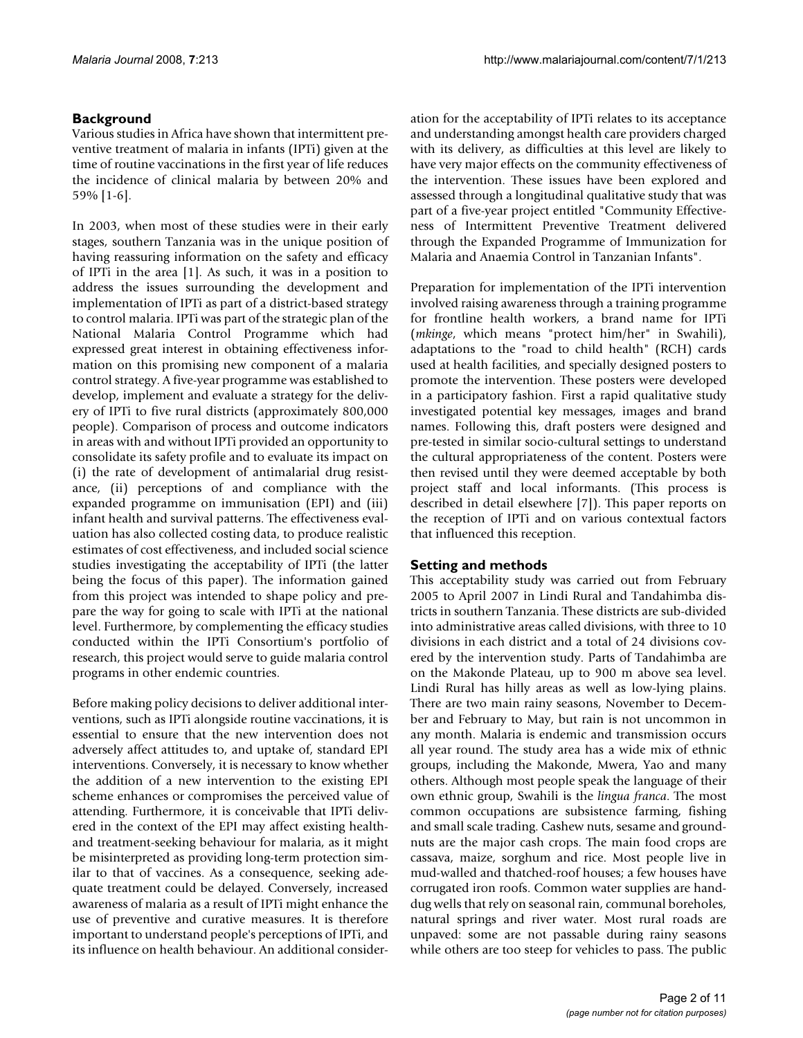## Background

Various studies in Africa have shown that intermittent preventive treatment of malaria in infants (IPTi) given at the time of routine vaccinations in the first year of life reduces the incidence of clinical malaria by between 20% and 59% [1-6].

In 2003, when most of these studies were in their early stages, southern Tanzania was in the unique position of having reassuring information on the safety and efficacy of IPTi in the area [1]. As such, it was in a position to address the issues surrounding the development and implementation of IPTi as part of a district-based strategy to control malaria. IPTi was part of the strategic plan of the National Malaria Control Programme which had expressed great interest in obtaining effectiveness information on this promising new component of a malaria control strategy. A five-year programme was established to develop, implement and evaluate a strategy for the delivery of IPTi to five rural districts (approximately 800,000 people). Comparison of process and outcome indicators in areas with and without IPTi provided an opportunity to consolidate its safety profile and to evaluate its impact on (i) the rate of development of antimalarial drug resistance, (ii) perceptions of and compliance with the expanded programme on immunisation (EPI) and (iii) infant health and survival patterns. The effectiveness evaluation has also collected costing data, to produce realistic estimates of cost effectiveness, and included social science studies investigating the acceptability of IPTi (the latter being the focus of this paper). The information gained from this project was intended to shape policy and prepare the way for going to scale with IPTi at the national level. Furthermore, by complementing the efficacy studies conducted within the IPTi Consortium's portfolio of research, this project would serve to guide malaria control programs in other endemic countries.

Before making policy decisions to deliver additional interventions, such as IPTi alongside routine vaccinations, it is essential to ensure that the new intervention does not adversely affect attitudes to, and uptake of, standard EPI interventions. Conversely, it is necessary to know whether the addition of a new intervention to the existing EPI scheme enhances or compromises the perceived value of attending. Furthermore, it is conceivable that IPTi delivered in the context of the EPI may affect existing health- and treatment-seeking behaviour for malaria, as it might be misinterpreted as providing long-term protection similar to that of vaccines. As a consequence, seeking adequate treatment could be delayed. Conversely, increased awareness of malaria as a result of IPTi might enhance the use of preventive and curative measures. It is therefore important to understand people's perceptions of IPTi, and its influence on health behaviour. An additional consideration for the acceptability of IPTi relates to its acceptance and understanding amongst health care providers charged with its delivery, as difficulties at this level are likely to have very major effects on the community effectiveness of the intervention. These issues have been explored and assessed through a longitudinal qualitative study that was part of a five-year project entitled "Community Effectiveness of Intermittent Preventive Treatment delivered through the Expanded Programme of Immunization for Malaria and Anaemia Control in Tanzanian Infants".

Preparation for implementation of the IPTi intervention involved raising awareness through a training programme for frontline health workers, a brand name for IPTi (*mkinge*, which means "protect him/her" in Swahili), adaptations to the "road to child health" (RCH) cards used at health facilities, and specially designed posters to promote the intervention. These posters were developed in a participatory fashion. First a rapid qualitative study investigated potential key messages, images and brand names. Following this, draft posters were designed and pre-tested in similar socio-cultural settings to understand the cultural appropriateness of the content. Posters were then revised until they were deemed acceptable by both project staff and local informants. (This process is described in detail elsewhere [7]). This paper reports on the reception of IPTi and on various contextual factors that influenced this reception.

## Setting and methods

This acceptability study was carried out from February 2005 to April 2007 in Lindi Rural and Tandahimba districts in southern Tanzania. These districts are sub-divided into administrative areas called divisions, with three to 10 divisions in each district and a total of 24 divisions covered by the intervention study. Parts of Tandahimba are on the Makonde Plateau, up to 900 m above sea level. Lindi Rural has hilly areas as well as low-lying plains. There are two main rainy seasons, November to December and February to May, but rain is not uncommon in any month. Malaria is endemic and transmission occurs all year round. The study area has a wide mix of ethnic groups, including the Makonde, Mwera, Yao and many others. Although most people speak the language of their own ethnic group, Swahili is the *lingua franca*. The most common occupations are subsistence farming, fishing and small scale trading. Cashew nuts, sesame and groundnuts are the major cash crops. The main food crops are cassava, maize, sorghum and rice. Most people live in mud-walled and thatched-roof houses; a few houses have corrugated iron roofs. Common water supplies are hand-dug wells that rely on seasonal rain, communal boreholes, natural springs and river water. Most rural roads are unpaved: some are not passable during rainy seasons while others are too steep for vehicles to pass. The public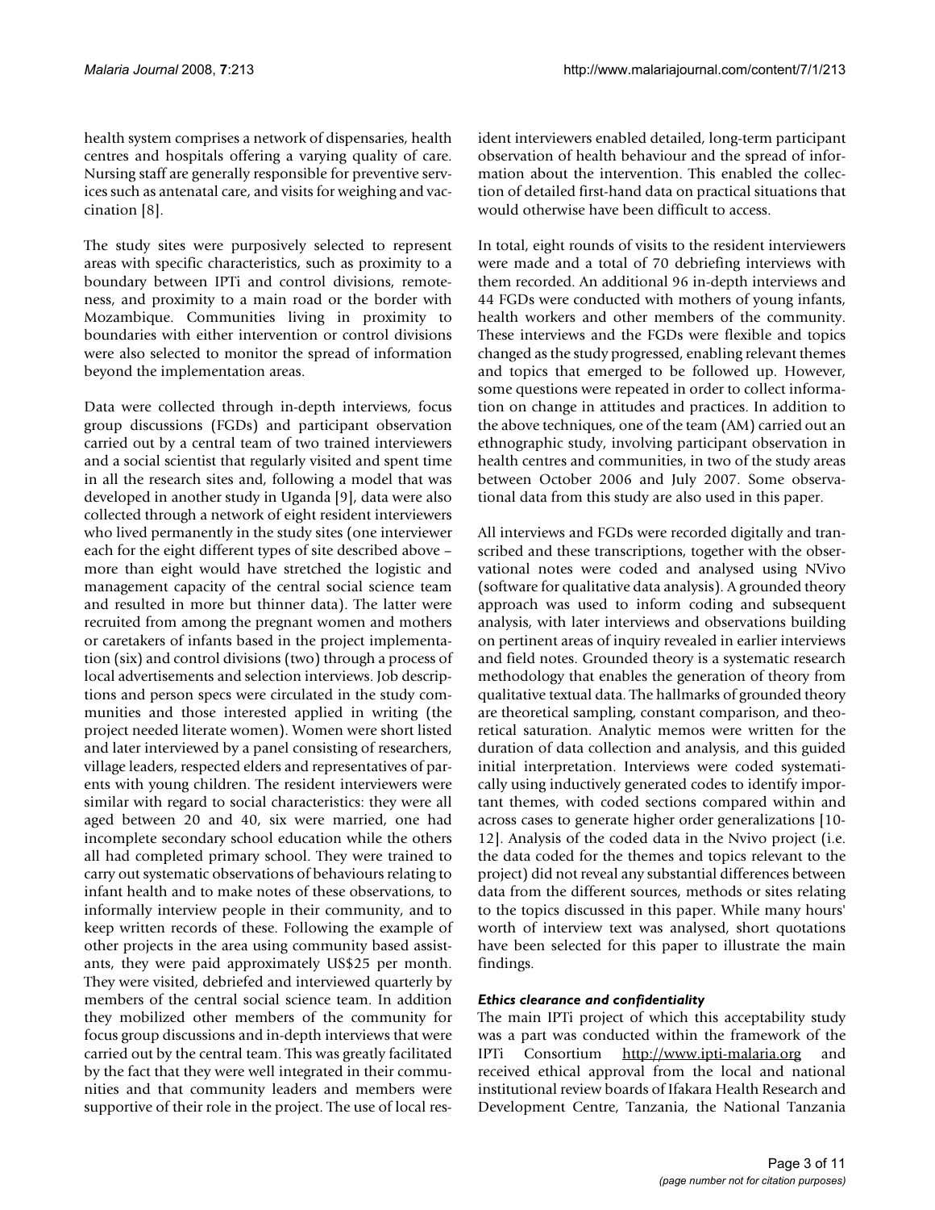health system comprises a network of dispensaries, health centres and hospitals offering a varying quality of care. Nursing staff are generally responsible for preventive services such as antenatal care, and visits for weighing and vaccination [8].

The study sites were purposively selected to represent areas with specific characteristics, such as proximity to a boundary between IPTi and control divisions, remoteness, and proximity to a main road or the border with Mozambique. Communities living in proximity to boundaries with either intervention or control divisions were also selected to monitor the spread of information beyond the implementation areas.

Data were collected through in-depth interviews, focus group discussions (FGDs) and participant observation carried out by a central team of two trained interviewers and a social scientist that regularly visited and spent time in all the research sites and, following a model that was developed in another study in Uganda [9], data were also collected through a network of eight resident interviewers who lived permanently in the study sites (one interviewer each for the eight different types of site described above – more than eight would have stretched the logistic and management capacity of the central social science team and resulted in more but thinner data). The latter were recruited from among the pregnant women and mothers or caretakers of infants based in the project implementation (six) and control divisions (two) through a process of local advertisements and selection interviews. Job descriptions and person specs were circulated in the study communities and those interested applied in writing (the project needed literate women). Women were short listed and later interviewed by a panel consisting of researchers, village leaders, respected elders and representatives of parents with young children. The resident interviewers were similar with regard to social characteristics: they were all aged between 20 and 40, six were married, one had incomplete secondary school education while the others all had completed primary school. They were trained to carry out systematic observations of behaviours relating to infant health and to make notes of these observations, to informally interview people in their community, and to keep written records of these. Following the example of other projects in the area using community based assistants, they were paid approximately US$25 per month. They were visited, debriefed and interviewed quarterly by members of the central social science team. In addition they mobilized other members of the community for focus group discussions and in-depth interviews that were carried out by the central team. This was greatly facilitated by the fact that they were well integrated in their communities and that community leaders and members were supportive of their role in the project. The use of local resident interviewers enabled detailed, long-term participant observation of health behaviour and the spread of information about the intervention. This enabled the collection of detailed first-hand data on practical situations that would otherwise have been difficult to access.

In total, eight rounds of visits to the resident interviewers were made and a total of 70 debriefing interviews with them recorded. An additional 96 in-depth interviews and 44 FGDs were conducted with mothers of young infants, health workers and other members of the community. These interviews and the FGDs were flexible and topics changed as the study progressed, enabling relevant themes and topics that emerged to be followed up. However, some questions were repeated in order to collect information on change in attitudes and practices. In addition to the above techniques, one of the team (AM) carried out an ethnographic study, involving participant observation in health centres and communities, in two of the study areas between October 2006 and July 2007. Some observational data from this study are also used in this paper.

All interviews and FGDs were recorded digitally and transcribed and these transcriptions, together with the observational notes were coded and analysed using NVivo (software for qualitative data analysis). A grounded theory approach was used to inform coding and subsequent analysis, with later interviews and observations building on pertinent areas of inquiry revealed in earlier interviews and field notes. Grounded theory is a systematic research methodology that enables the generation of theory from qualitative textual data. The hallmarks of grounded theory are theoretical sampling, constant comparison, and theoretical saturation. Analytic memos were written for the duration of data collection and analysis, and this guided initial interpretation. Interviews were coded systematically using inductively generated codes to identify important themes, with coded sections compared within and across cases to generate higher order generalizations [10-12]. Analysis of the coded data in the Nvivo project (i.e. the data coded for the themes and topics relevant to the project) did not reveal any substantial differences between data from the different sources, methods or sites relating to the topics discussed in this paper. While many hours' worth of interview text was analysed, short quotations have been selected for this paper to illustrate the main findings.

### *Ethics clearance and confidentiality*

The main IPTi project of which this acceptability study was a part was conducted within the framework of the IPTi Consortium http://www.ipti-malaria.org and received ethical approval from the local and national institutional review boards of Ifakara Health Research and Development Centre, Tanzania, the National Tanzania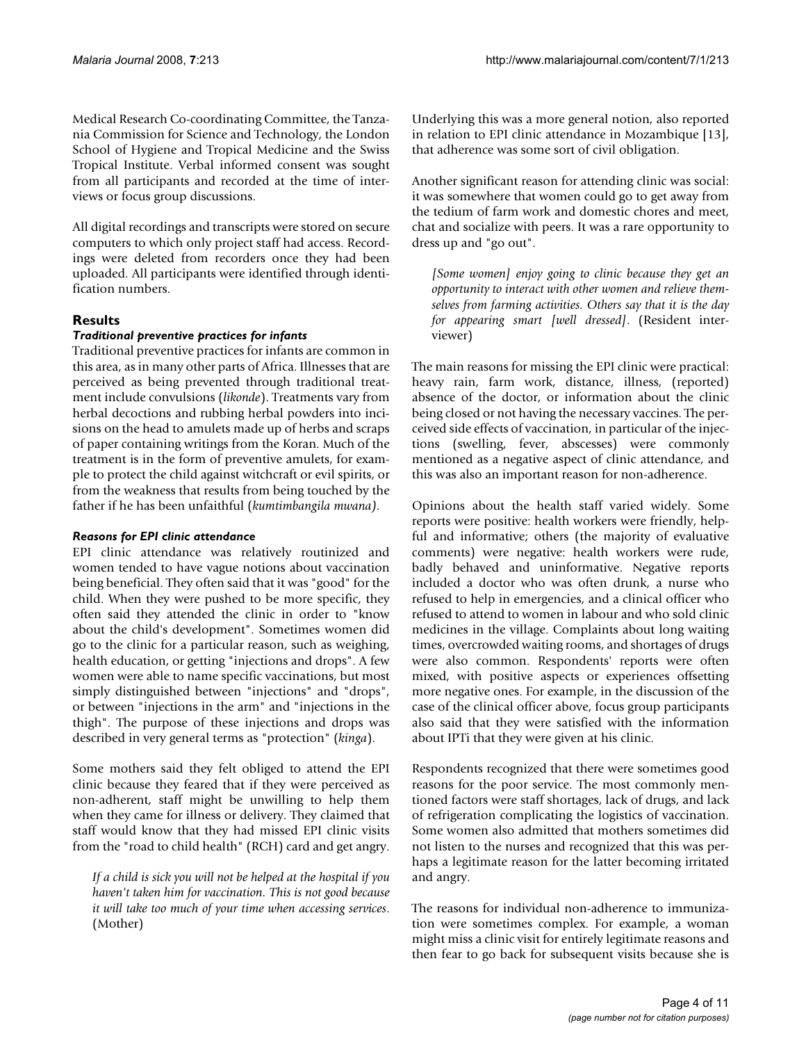Medical Research Co-coordinating Committee, the Tanzania Commission for Science and Technology, the London School of Hygiene and Tropical Medicine and the Swiss Tropical Institute. Verbal informed consent was sought from all participants and recorded at the time of interviews or focus group discussions.

All digital recordings and transcripts were stored on secure computers to which only project staff had access. Recordings were deleted from recorders once they had been uploaded. All participants were identified through identification numbers.

## Results

### *Traditional preventive practices for infants*

Traditional preventive practices for infants are common in this area, as in many other parts of Africa. Illnesses that are perceived as being prevented through traditional treatment include convulsions (*likonde*). Treatments vary from herbal decoctions and rubbing herbal powders into incisions on the head to amulets made up of herbs and scraps of paper containing writings from the Koran. Much of the treatment is in the form of preventive amulets, for example to protect the child against witchcraft or evil spirits, or from the weakness that results from being touched by the father if he has been unfaithful (*kumtimbangila mwana)*.

### *Reasons for EPI clinic attendance*

EPI clinic attendance was relatively routinized and women tended to have vague notions about vaccination being beneficial. They often said that it was "good" for the child. When they were pushed to be more specific, they often said they attended the clinic in order to "know about the child's development". Sometimes women did go to the clinic for a particular reason, such as weighing, health education, or getting "injections and drops". A few women were able to name specific vaccinations, but most simply distinguished between "injections" and "drops", or between "injections in the arm" and "injections in the thigh". The purpose of these injections and drops was described in very general terms as "protection" (*kinga*).

Some mothers said they felt obliged to attend the EPI clinic because they feared that if they were perceived as non-adherent, staff might be unwilling to help them when they came for illness or delivery. They claimed that staff would know that they had missed EPI clinic visits from the "road to child health" (RCH) card and get angry.

> *If a child is sick you will not be helped at the hospital if you haven't taken him for vaccination. This is not good because it will take too much of your time when accessing services*. (Mother)

Underlying this was a more general notion, also reported in relation to EPI clinic attendance in Mozambique [13], that adherence was some sort of civil obligation.

Another significant reason for attending clinic was social: it was somewhere that women could go to get away from the tedium of farm work and domestic chores and meet, chat and socialize with peers. It was a rare opportunity to dress up and "go out".

> *[Some women] enjoy going to clinic because they get an opportunity to interact with other women and relieve themselves from farming activities. Others say that it is the day for appearing smart [well dressed]*. (Resident interviewer)

The main reasons for missing the EPI clinic were practical: heavy rain, farm work, distance, illness, (reported) absence of the doctor, or information about the clinic being closed or not having the necessary vaccines. The perceived side effects of vaccination, in particular of the injections (swelling, fever, abscesses) were commonly mentioned as a negative aspect of clinic attendance, and this was also an important reason for non-adherence.

Opinions about the health staff varied widely. Some reports were positive: health workers were friendly, helpful and informative; others (the majority of evaluative comments) were negative: health workers were rude, badly behaved and uninformative. Negative reports included a doctor who was often drunk, a nurse who refused to help in emergencies, and a clinical officer who refused to attend to women in labour and who sold clinic medicines in the village. Complaints about long waiting times, overcrowded waiting rooms, and shortages of drugs were also common. Respondents' reports were often mixed, with positive aspects or experiences offsetting more negative ones. For example, in the discussion of the case of the clinical officer above, focus group participants also said that they were satisfied with the information about IPTi that they were given at his clinic.

Respondents recognized that there were sometimes good reasons for the poor service. The most commonly mentioned factors were staff shortages, lack of drugs, and lack of refrigeration complicating the logistics of vaccination. Some women also admitted that mothers sometimes did not listen to the nurses and recognized that this was perhaps a legitimate reason for the latter becoming irritated and angry.

The reasons for individual non-adherence to immunization were sometimes complex. For example, a woman might miss a clinic visit for entirely legitimate reasons and then fear to go back for subsequent visits because she is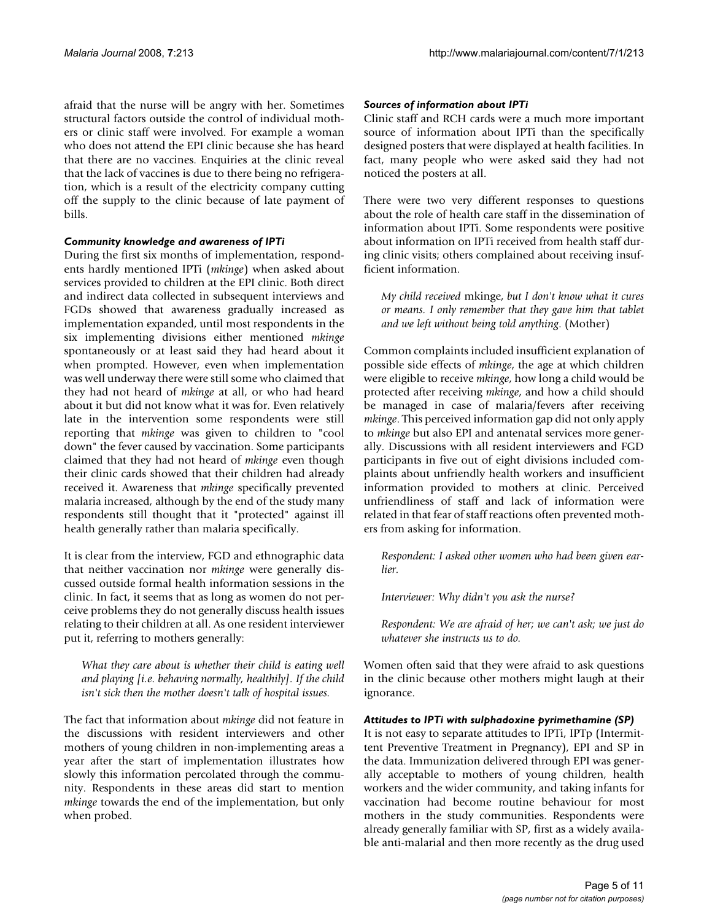afraid that the nurse will be angry with her. Sometimes structural factors outside the control of individual mothers or clinic staff were involved. For example a woman who does not attend the EPI clinic because she has heard that there are no vaccines. Enquiries at the clinic reveal that the lack of vaccines is due to there being no refrigeration, which is a result of the electricity company cutting off the supply to the clinic because of late payment of bills.

#### *Community knowledge and awareness of IPTi*

During the first six months of implementation, respondents hardly mentioned IPTi (*mkinge*) when asked about services provided to children at the EPI clinic. Both direct and indirect data collected in subsequent interviews and FGDs showed that awareness gradually increased as implementation expanded, until most respondents in the six implementing divisions either mentioned *mkinge* spontaneously or at least said they had heard about it when prompted. However, even when implementation was well underway there were still some who claimed that they had not heard of *mkinge* at all, or who had heard about it but did not know what it was for. Even relatively late in the intervention some respondents were still reporting that *mkinge* was given to children to "cool down" the fever caused by vaccination. Some participants claimed that they had not heard of *mkinge* even though their clinic cards showed that their children had already received it. Awareness that *mkinge* specifically prevented malaria increased, although by the end of the study many respondents still thought that it "protected" against ill health generally rather than malaria specifically.

It is clear from the interview, FGD and ethnographic data that neither vaccination nor *mkinge* were generally discussed outside formal health information sessions in the clinic. In fact, it seems that as long as women do not perceive problems they do not generally discuss health issues relating to their children at all. As one resident interviewer put it, referring to mothers generally:

> *What they care about is whether their child is eating well and playing [i.e. behaving normally, healthily]. If the child isn't sick then the mother doesn't talk of hospital issues.*

The fact that information about *mkinge* did not feature in the discussions with resident interviewers and other mothers of young children in non-implementing areas a year after the start of implementation illustrates how slowly this information percolated through the community. Respondents in these areas did start to mention *mkinge* towards the end of the implementation, but only when probed.

#### *Sources of information about IPTi*

Clinic staff and RCH cards were a much more important source of information about IPTi than the specifically designed posters that were displayed at health facilities. In fact, many people who were asked said they had not noticed the posters at all.

There were two very different responses to questions about the role of health care staff in the dissemination of information about IPTi. Some respondents were positive about information on IPTi received from health staff during clinic visits; others complained about receiving insufficient information.

> *My child received* mkinge, *but I don't know what it cures or means. I only remember that they gave him that tablet and we left without being told anything.* (Mother)

Common complaints included insufficient explanation of possible side effects of *mkinge*, the age at which children were eligible to receive *mkinge*, how long a child would be protected after receiving *mkinge*, and how a child should be managed in case of malaria/fevers after receiving *mkinge*. This perceived information gap did not only apply to *mkinge* but also EPI and antenatal services more generally. Discussions with all resident interviewers and FGD participants in five out of eight divisions included complaints about unfriendly health workers and insufficient information provided to mothers at clinic. Perceived unfriendliness of staff and lack of information were related in that fear of staff reactions often prevented mothers from asking for information.

> *Respondent: I asked other women who had been given earlier.*
>
> *Interviewer: Why didn't you ask the nurse?*
>
> *Respondent: We are afraid of her; we can't ask; we just do whatever she instructs us to do.*

Women often said that they were afraid to ask questions in the clinic because other mothers might laugh at their ignorance.

#### *Attitudes to IPTi with sulphadoxine pyrimethamine (SP)*

It is not easy to separate attitudes to IPTi, IPTp (Intermittent Preventive Treatment in Pregnancy), EPI and SP in the data. Immunization delivered through EPI was generally acceptable to mothers of young children, health workers and the wider community, and taking infants for vaccination had become routine behaviour for most mothers in the study communities. Respondents were already generally familiar with SP, first as a widely available anti-malarial and then more recently as the drug used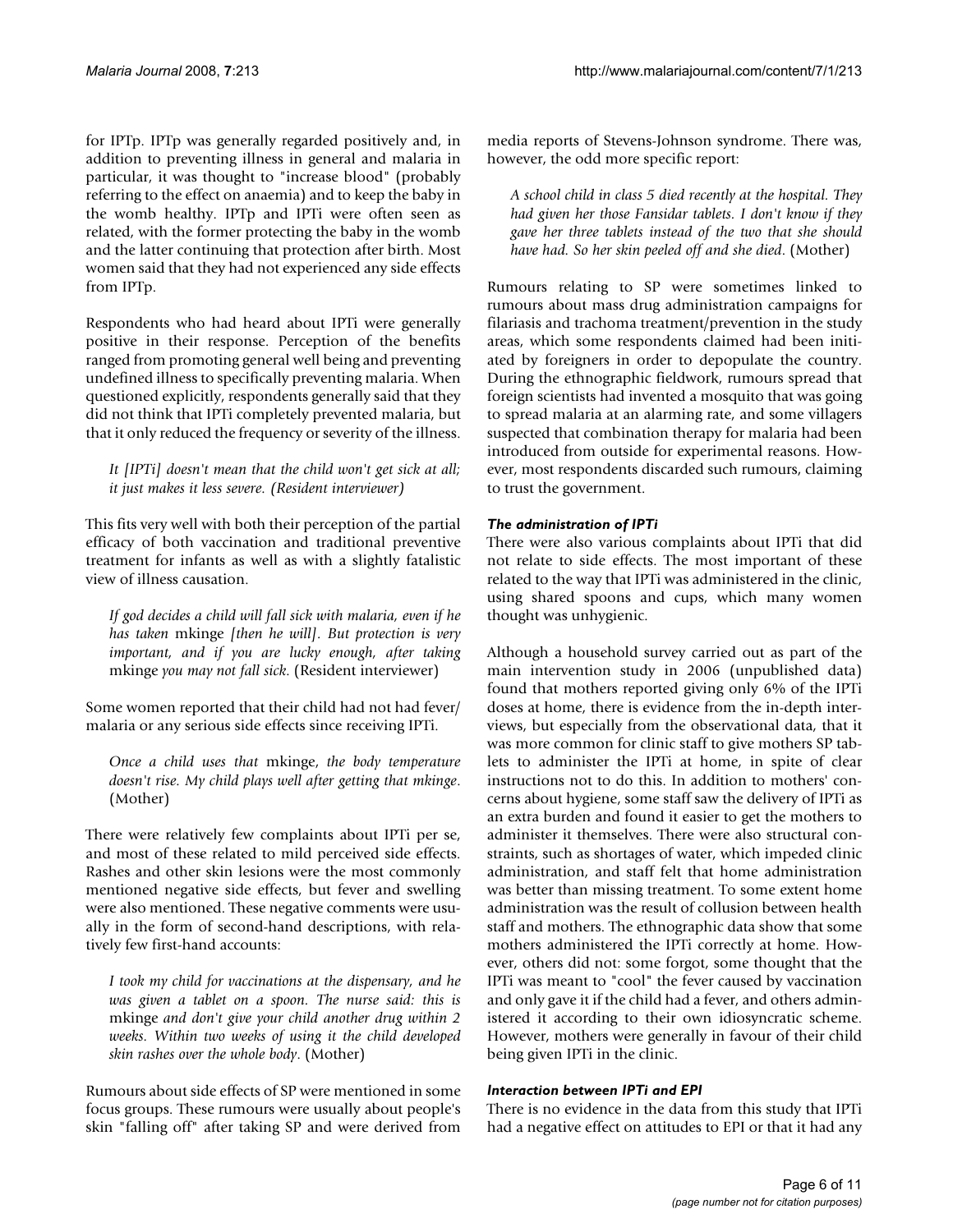for IPTp. IPTp was generally regarded positively and, in addition to preventing illness in general and malaria in particular, it was thought to "increase blood" (probably referring to the effect on anaemia) and to keep the baby in the womb healthy. IPTp and IPTi were often seen as related, with the former protecting the baby in the womb and the latter continuing that protection after birth. Most women said that they had not experienced any side effects from IPTp.

Respondents who had heard about IPTi were generally positive in their response. Perception of the benefits ranged from promoting general well being and preventing undefined illness to specifically preventing malaria. When questioned explicitly, respondents generally said that they did not think that IPTi completely prevented malaria, but that it only reduced the frequency or severity of the illness.

> *It [IPTi] doesn't mean that the child won't get sick at all; it just makes it less severe. (Resident interviewer)*

This fits very well with both their perception of the partial efficacy of both vaccination and traditional preventive treatment for infants as well as with a slightly fatalistic view of illness causation.

> *If god decides a child will fall sick with malaria, even if he has taken* mkinge *[then he will]. But protection is very important, and if you are lucky enough, after taking* mkinge *you may not fall sick*. (Resident interviewer)

Some women reported that their child had not had fever/malaria or any serious side effects since receiving IPTi.

> *Once a child uses that* mkinge, *the body temperature doesn't rise. My child plays well after getting that mkinge*. (Mother)

There were relatively few complaints about IPTi per se, and most of these related to mild perceived side effects. Rashes and other skin lesions were the most commonly mentioned negative side effects, but fever and swelling were also mentioned. These negative comments were usually in the form of second-hand descriptions, with relatively few first-hand accounts:

> *I took my child for vaccinations at the dispensary, and he was given a tablet on a spoon. The nurse said: this is* mkinge *and don't give your child another drug within 2 weeks. Within two weeks of using it the child developed skin rashes over the whole body*. (Mother)

Rumours about side effects of SP were mentioned in some focus groups. These rumours were usually about people's skin "falling off" after taking SP and were derived from media reports of Stevens-Johnson syndrome. There was, however, the odd more specific report:

> *A school child in class 5 died recently at the hospital. They had given her those Fansidar tablets. I don't know if they gave her three tablets instead of the two that she should have had. So her skin peeled off and she died*. (Mother)

Rumours relating to SP were sometimes linked to rumours about mass drug administration campaigns for filariasis and trachoma treatment/prevention in the study areas, which some respondents claimed had been initiated by foreigners in order to depopulate the country. During the ethnographic fieldwork, rumours spread that foreign scientists had invented a mosquito that was going to spread malaria at an alarming rate, and some villagers suspected that combination therapy for malaria had been introduced from outside for experimental reasons. However, most respondents discarded such rumours, claiming to trust the government.

### *The administration of IPTi*

There were also various complaints about IPTi that did not relate to side effects. The most important of these related to the way that IPTi was administered in the clinic, using shared spoons and cups, which many women thought was unhygienic.

Although a household survey carried out as part of the main intervention study in 2006 (unpublished data) found that mothers reported giving only 6% of the IPTi doses at home, there is evidence from the in-depth interviews, but especially from the observational data, that it was more common for clinic staff to give mothers SP tablets to administer the IPTi at home, in spite of clear instructions not to do this. In addition to mothers' concerns about hygiene, some staff saw the delivery of IPTi as an extra burden and found it easier to get the mothers to administer it themselves. There were also structural constraints, such as shortages of water, which impeded clinic administration, and staff felt that home administration was better than missing treatment. To some extent home administration was the result of collusion between health staff and mothers. The ethnographic data show that some mothers administered the IPTi correctly at home. However, others did not: some forgot, some thought that the IPTi was meant to "cool" the fever caused by vaccination and only gave it if the child had a fever, and others administered it according to their own idiosyncratic scheme. However, mothers were generally in favour of their child being given IPTi in the clinic.

### *Interaction between IPTi and EPI*

There is no evidence in the data from this study that IPTi had a negative effect on attitudes to EPI or that it had any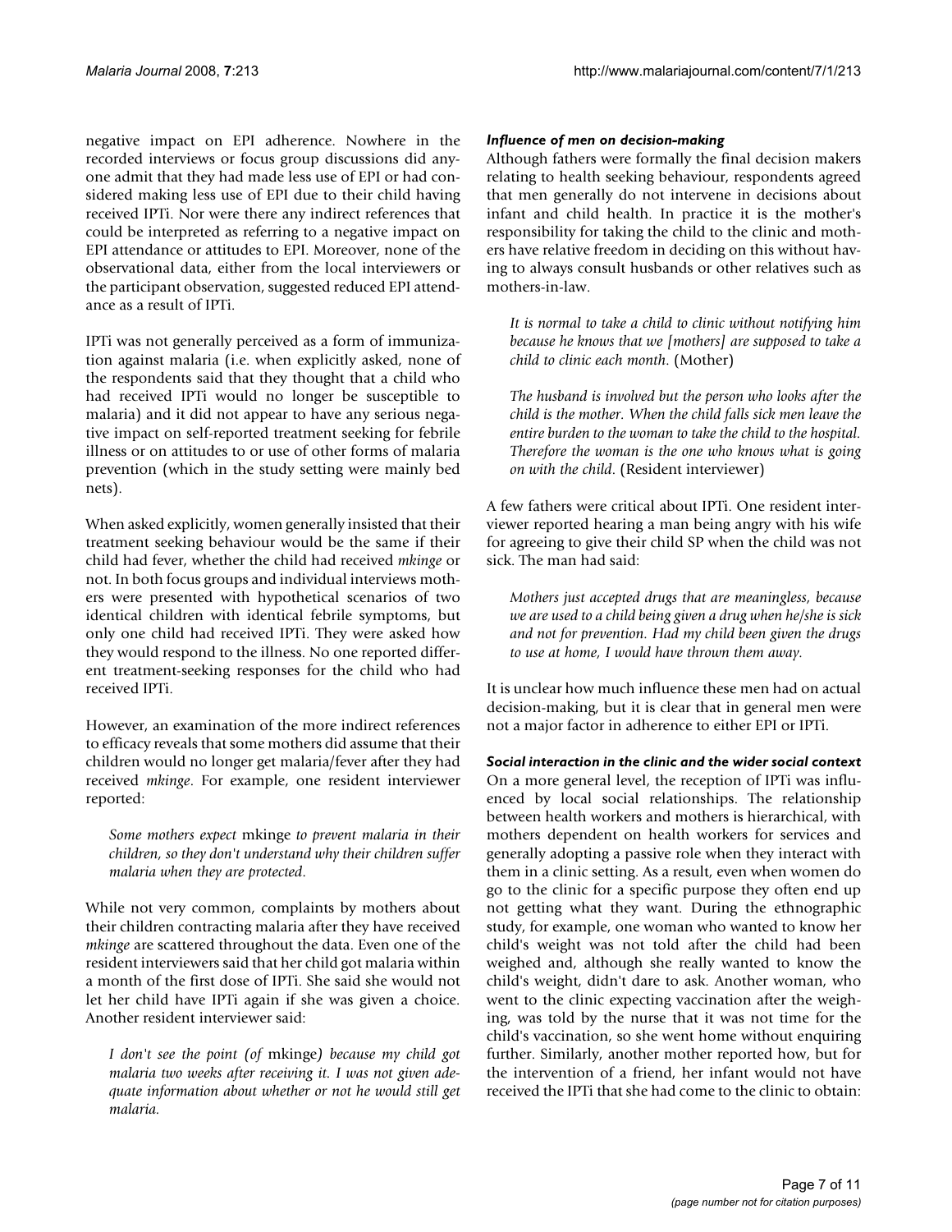negative impact on EPI adherence. Nowhere in the recorded interviews or focus group discussions did anyone admit that they had made less use of EPI or had considered making less use of EPI due to their child having received IPTi. Nor were there any indirect references that could be interpreted as referring to a negative impact on EPI attendance or attitudes to EPI. Moreover, none of the observational data, either from the local interviewers or the participant observation, suggested reduced EPI attendance as a result of IPTi.

IPTi was not generally perceived as a form of immunization against malaria (i.e. when explicitly asked, none of the respondents said that they thought that a child who had received IPTi would no longer be susceptible to malaria) and it did not appear to have any serious negative impact on self-reported treatment seeking for febrile illness or on attitudes to or use of other forms of malaria prevention (which in the study setting were mainly bed nets).

When asked explicitly, women generally insisted that their treatment seeking behaviour would be the same if their child had fever, whether the child had received *mkinge* or not. In both focus groups and individual interviews mothers were presented with hypothetical scenarios of two identical children with identical febrile symptoms, but only one child had received IPTi. They were asked how they would respond to the illness. No one reported different treatment-seeking responses for the child who had received IPTi.

However, an examination of the more indirect references to efficacy reveals that some mothers did assume that their children would no longer get malaria/fever after they had received *mkinge*. For example, one resident interviewer reported:

> *Some mothers expect* mkinge *to prevent malaria in their children, so they don't understand why their children suffer malaria when they are protected.*

While not very common, complaints by mothers about their children contracting malaria after they have received *mkinge* are scattered throughout the data. Even one of the resident interviewers said that her child got malaria within a month of the first dose of IPTi. She said she would not let her child have IPTi again if she was given a choice. Another resident interviewer said:

> *I don't see the point (of* mkinge*) because my child got malaria two weeks after receiving it. I was not given adequate information about whether or not he would still get malaria.*

### *Influence of men on decision-making*

Although fathers were formally the final decision makers relating to health seeking behaviour, respondents agreed that men generally do not intervene in decisions about infant and child health. In practice it is the mother's responsibility for taking the child to the clinic and mothers have relative freedom in deciding on this without having to always consult husbands or other relatives such as mothers-in-law.

> *It is normal to take a child to clinic without notifying him because he knows that we [mothers] are supposed to take a child to clinic each month.* (Mother)

> *The husband is involved but the person who looks after the child is the mother. When the child falls sick men leave the entire burden to the woman to take the child to the hospital. Therefore the woman is the one who knows what is going on with the child.* (Resident interviewer)

A few fathers were critical about IPTi. One resident interviewer reported hearing a man being angry with his wife for agreeing to give their child SP when the child was not sick. The man had said:

> *Mothers just accepted drugs that are meaningless, because we are used to a child being given a drug when he/she is sick and not for prevention. Had my child been given the drugs to use at home, I would have thrown them away.*

It is unclear how much influence these men had on actual decision-making, but it is clear that in general men were not a major factor in adherence to either EPI or IPTi.

### *Social interaction in the clinic and the wider social context*

On a more general level, the reception of IPTi was influenced by local social relationships. The relationship between health workers and mothers is hierarchical, with mothers dependent on health workers for services and generally adopting a passive role when they interact with them in a clinic setting. As a result, even when women do go to the clinic for a specific purpose they often end up not getting what they want. During the ethnographic study, for example, one woman who wanted to know her child's weight was not told after the child had been weighed and, although she really wanted to know the child's weight, didn't dare to ask. Another woman, who went to the clinic expecting vaccination after the weighing, was told by the nurse that it was not time for the child's vaccination, so she went home without enquiring further. Similarly, another mother reported how, but for the intervention of a friend, her infant would not have received the IPTi that she had come to the clinic to obtain: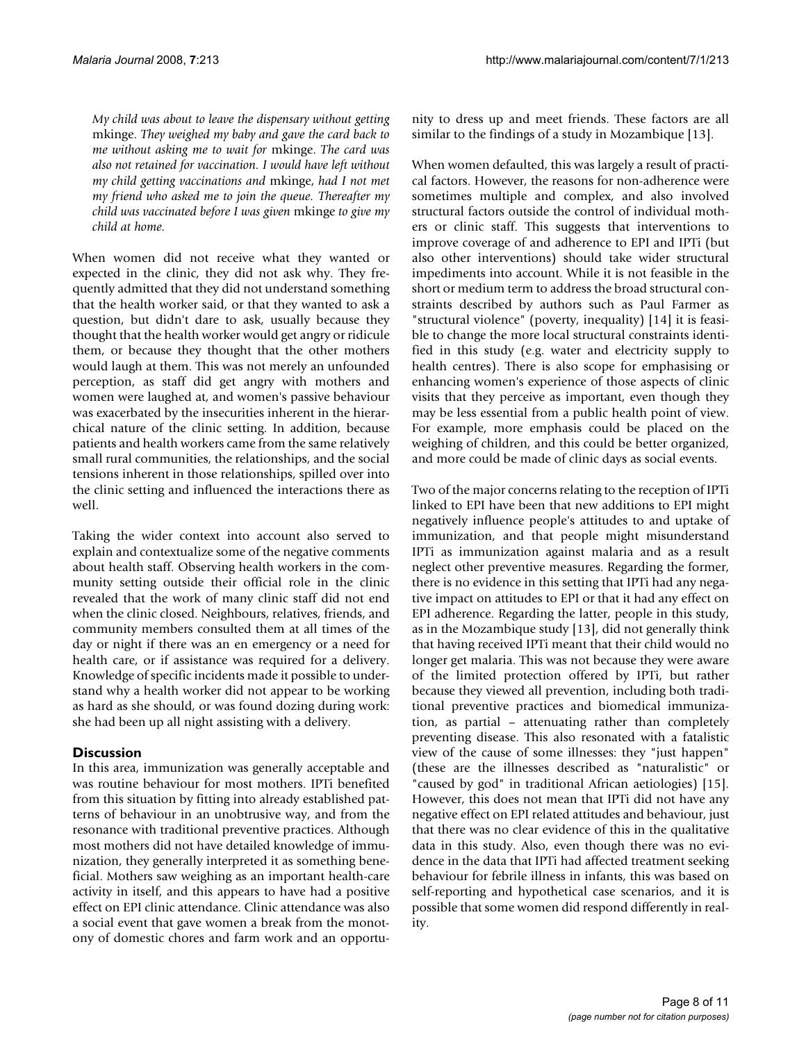*My child was about to leave the dispensary without getting* mkinge. *They weighed my baby and gave the card back to me without asking me to wait for* mkinge. *The card was also not retained for vaccination. I would have left without my child getting vaccinations and* mkinge, *had I not met my friend who asked me to join the queue. Thereafter my child was vaccinated before I was given* mkinge *to give my child at home.*

When women did not receive what they wanted or expected in the clinic, they did not ask why. They frequently admitted that they did not understand something that the health worker said, or that they wanted to ask a question, but didn't dare to ask, usually because they thought that the health worker would get angry or ridicule them, or because they thought that the other mothers would laugh at them. This was not merely an unfounded perception, as staff did get angry with mothers and women were laughed at, and women's passive behaviour was exacerbated by the insecurities inherent in the hierarchical nature of the clinic setting. In addition, because patients and health workers came from the same relatively small rural communities, the relationships, and the social tensions inherent in those relationships, spilled over into the clinic setting and influenced the interactions there as well.

Taking the wider context into account also served to explain and contextualize some of the negative comments about health staff. Observing health workers in the community setting outside their official role in the clinic revealed that the work of many clinic staff did not end when the clinic closed. Neighbours, relatives, friends, and community members consulted them at all times of the day or night if there was an en emergency or a need for health care, or if assistance was required for a delivery. Knowledge of specific incidents made it possible to understand why a health worker did not appear to be working as hard as she should, or was found dozing during work: she had been up all night assisting with a delivery.

## Discussion

In this area, immunization was generally acceptable and was routine behaviour for most mothers. IPTi benefited from this situation by fitting into already established patterns of behaviour in an unobtrusive way, and from the resonance with traditional preventive practices. Although most mothers did not have detailed knowledge of immunization, they generally interpreted it as something beneficial. Mothers saw weighing as an important health-care activity in itself, and this appears to have had a positive effect on EPI clinic attendance. Clinic attendance was also a social event that gave women a break from the monotony of domestic chores and farm work and an opportunity to dress up and meet friends. These factors are all similar to the findings of a study in Mozambique [13].

When women defaulted, this was largely a result of practical factors. However, the reasons for non-adherence were sometimes multiple and complex, and also involved structural factors outside the control of individual mothers or clinic staff. This suggests that interventions to improve coverage of and adherence to EPI and IPTi (but also other interventions) should take wider structural impediments into account. While it is not feasible in the short or medium term to address the broad structural constraints described by authors such as Paul Farmer as "structural violence" (poverty, inequality) [14] it is feasible to change the more local structural constraints identified in this study (e.g. water and electricity supply to health centres). There is also scope for emphasising or enhancing women's experience of those aspects of clinic visits that they perceive as important, even though they may be less essential from a public health point of view. For example, more emphasis could be placed on the weighing of children, and this could be better organized, and more could be made of clinic days as social events.

Two of the major concerns relating to the reception of IPTi linked to EPI have been that new additions to EPI might negatively influence people's attitudes to and uptake of immunization, and that people might misunderstand IPTi as immunization against malaria and as a result neglect other preventive measures. Regarding the former, there is no evidence in this setting that IPTi had any negative impact on attitudes to EPI or that it had any effect on EPI adherence. Regarding the latter, people in this study, as in the Mozambique study [13], did not generally think that having received IPTi meant that their child would no longer get malaria. This was not because they were aware of the limited protection offered by IPTi, but rather because they viewed all prevention, including both traditional preventive practices and biomedical immunization, as partial – attenuating rather than completely preventing disease. This also resonated with a fatalistic view of the cause of some illnesses: they "just happen" (these are the illnesses described as "naturalistic" or "caused by god" in traditional African aetiologies) [15]. However, this does not mean that IPTi did not have any negative effect on EPI related attitudes and behaviour, just that there was no clear evidence of this in the qualitative data in this study. Also, even though there was no evidence in the data that IPTi had affected treatment seeking behaviour for febrile illness in infants, this was based on self-reporting and hypothetical case scenarios, and it is possible that some women did respond differently in reality.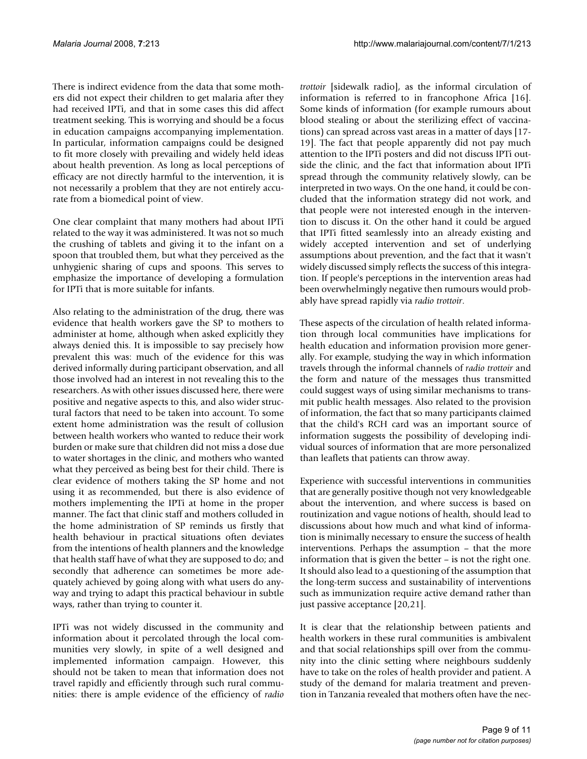There is indirect evidence from the data that some mothers did not expect their children to get malaria after they had received IPTi, and that in some cases this did affect treatment seeking. This is worrying and should be a focus in education campaigns accompanying implementation. In particular, information campaigns could be designed to fit more closely with prevailing and widely held ideas about health prevention. As long as local perceptions of efficacy are not directly harmful to the intervention, it is not necessarily a problem that they are not entirely accurate from a biomedical point of view.

One clear complaint that many mothers had about IPTi related to the way it was administered. It was not so much the crushing of tablets and giving it to the infant on a spoon that troubled them, but what they perceived as the unhygienic sharing of cups and spoons. This serves to emphasize the importance of developing a formulation for IPTi that is more suitable for infants.

Also relating to the administration of the drug, there was evidence that health workers gave the SP to mothers to administer at home, although when asked explicitly they always denied this. It is impossible to say precisely how prevalent this was: much of the evidence for this was derived informally during participant observation, and all those involved had an interest in not revealing this to the researchers. As with other issues discussed here, there were positive and negative aspects to this, and also wider structural factors that need to be taken into account. To some extent home administration was the result of collusion between health workers who wanted to reduce their work burden or make sure that children did not miss a dose due to water shortages in the clinic, and mothers who wanted what they perceived as being best for their child. There is clear evidence of mothers taking the SP home and not using it as recommended, but there is also evidence of mothers implementing the IPTi at home in the proper manner. The fact that clinic staff and mothers colluded in the home administration of SP reminds us firstly that health behaviour in practical situations often deviates from the intentions of health planners and the knowledge that health staff have of what they are supposed to do; and secondly that adherence can sometimes be more adequately achieved by going along with what users do anyway and trying to adapt this practical behaviour in subtle ways, rather than trying to counter it.

IPTi was not widely discussed in the community and information about it percolated through the local communities very slowly, in spite of a well designed and implemented information campaign. However, this should not be taken to mean that information does not travel rapidly and efficiently through such rural communities: there is ample evidence of the efficiency of *radio trottoir* [sidewalk radio], as the informal circulation of information is referred to in francophone Africa [16]. Some kinds of information (for example rumours about blood stealing or about the sterilizing effect of vaccinations) can spread across vast areas in a matter of days [17-19]. The fact that people apparently did not pay much attention to the IPTi posters and did not discuss IPTi outside the clinic, and the fact that information about IPTi spread through the community relatively slowly, can be interpreted in two ways. On the one hand, it could be concluded that the information strategy did not work, and that people were not interested enough in the intervention to discuss it. On the other hand it could be argued that IPTi fitted seamlessly into an already existing and widely accepted intervention and set of underlying assumptions about prevention, and the fact that it wasn't widely discussed simply reflects the success of this integration. If people's perceptions in the intervention areas had been overwhelmingly negative then rumours would probably have spread rapidly via *radio trottoir*.

These aspects of the circulation of health related information through local communities have implications for health education and information provision more generally. For example, studying the way in which information travels through the informal channels of *radio trottoir* and the form and nature of the messages thus transmitted could suggest ways of using similar mechanisms to transmit public health messages. Also related to the provision of information, the fact that so many participants claimed that the child's RCH card was an important source of information suggests the possibility of developing individual sources of information that are more personalized than leaflets that patients can throw away.

Experience with successful interventions in communities that are generally positive though not very knowledgeable about the intervention, and where success is based on routinization and vague notions of health, should lead to discussions about how much and what kind of information is minimally necessary to ensure the success of health interventions. Perhaps the assumption – that the more information that is given the better – is not the right one. It should also lead to a questioning of the assumption that the long-term success and sustainability of interventions such as immunization require active demand rather than just passive acceptance [20,21].

It is clear that the relationship between patients and health workers in these rural communities is ambivalent and that social relationships spill over from the community into the clinic setting where neighbours suddenly have to take on the roles of health provider and patient. A study of the demand for malaria treatment and prevention in Tanzania revealed that mothers often have the nec-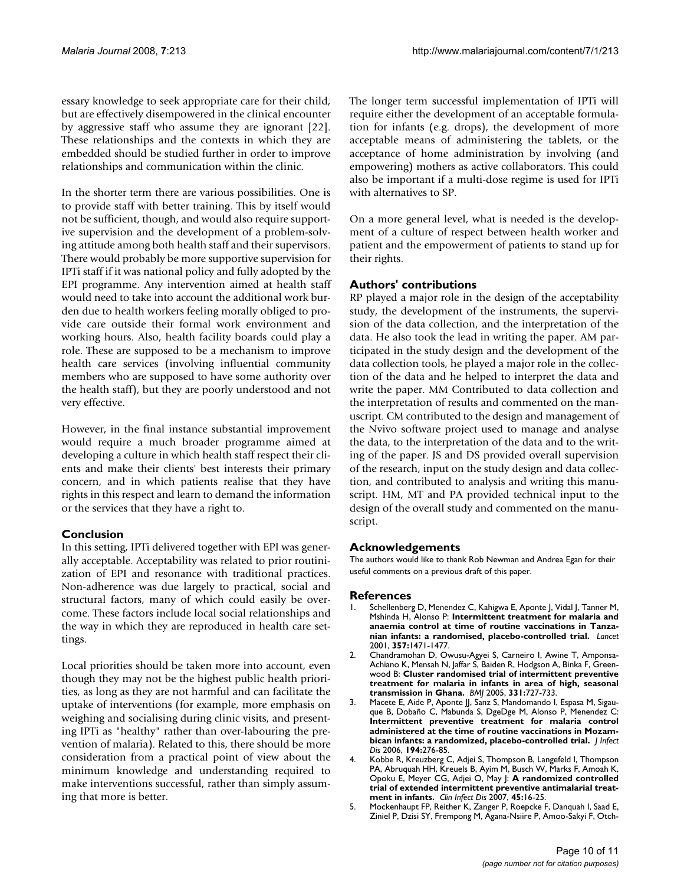essary knowledge to seek appropriate care for their child, but are effectively disempowered in the clinical encounter by aggressive staff who assume they are ignorant [22]. These relationships and the contexts in which they are embedded should be studied further in order to improve relationships and communication within the clinic.

In the shorter term there are various possibilities. One is to provide staff with better training. This by itself would not be sufficient, though, and would also require supportive supervision and the development of a problem-solving attitude among both health staff and their supervisors. There would probably be more supportive supervision for IPTi staff if it was national policy and fully adopted by the EPI programme. Any intervention aimed at health staff would need to take into account the additional work burden due to health workers feeling morally obliged to provide care outside their formal work environment and working hours. Also, health facility boards could play a role. These are supposed to be a mechanism to improve health care services (involving influential community members who are supposed to have some authority over the health staff), but they are poorly understood and not very effective.

However, in the final instance substantial improvement would require a much broader programme aimed at developing a culture in which health staff respect their clients and make their clients' best interests their primary concern, and in which patients realise that they have rights in this respect and learn to demand the information or the services that they have a right to.

## Conclusion

In this setting, IPTi delivered together with EPI was generally acceptable. Acceptability was related to prior routinization of EPI and resonance with traditional practices. Non-adherence was due largely to practical, social and structural factors, many of which could easily be overcome. These factors include local social relationships and the way in which they are reproduced in health care settings.

Local priorities should be taken more into account, even though they may not be the highest public health priorities, as long as they are not harmful and can facilitate the uptake of interventions (for example, more emphasis on weighing and socialising during clinic visits, and presenting IPTi as "healthy" rather than over-labouring the prevention of malaria). Related to this, there should be more consideration from a practical point of view about the minimum knowledge and understanding required to make interventions successful, rather than simply assuming that more is better.

The longer term successful implementation of IPTi will require either the development of an acceptable formulation for infants (e.g. drops), the development of more acceptable means of administering the tablets, or the acceptance of home administration by involving (and empowering) mothers as active collaborators. This could also be important if a multi-dose regime is used for IPTi with alternatives to SP.

On a more general level, what is needed is the development of a culture of respect between health worker and patient and the empowerment of patients to stand up for their rights.

## Authors' contributions

RP played a major role in the design of the acceptability study, the development of the instruments, the supervision of the data collection, and the interpretation of the data. He also took the lead in writing the paper. AM participated in the study design and the development of the data collection tools, he played a major role in the collection of the data and he helped to interpret the data and write the paper. MM Contributed to data collection and the interpretation of results and commented on the manuscript. CM contributed to the design and management of the Nvivo software project used to manage and analyse the data, to the interpretation of the data and to the writing of the paper. JS and DS provided overall supervision of the research, input on the study design and data collection, and contributed to analysis and writing this manuscript. HM, MT and PA provided technical input to the design of the overall study and commented on the manuscript.

## Acknowledgements

The authors would like to thank Rob Newman and Andrea Egan for their useful comments on a previous draft of this paper.

## References

1. Schellenberg D, Menendez C, Kahigwa E, Aponte J, Vidal J, Tanner M, Mshinda H, Alonso P: **Intermittent treatment for malaria and anaemia control at time of routine vaccinations in Tanzanian infants: a randomised, placebo-controlled trial.** *Lancet* 2001, **357:**1471-1477.
2. Chandramohan D, Owusu-Agyei S, Carneiro I, Awine T, Amponsa-Achiano K, Mensah N, Jaffar S, Baiden R, Hodgson A, Binka F, Greenwood B: **Cluster randomised trial of intermittent preventive treatment for malaria in infants in area of high, seasonal transmission in Ghana.** *BMJ* 2005, **331:**727-733.
3. Macete E, Aide P, Aponte JJ, Sanz S, Mandomando I, Espasa M, Sigauque B, Dobaño C, Mabunda S, DgeDge M, Alonso P, Menendez C: **Intermittent preventive treatment for malaria control administered at the time of routine vaccinations in Mozambican infants: a randomized, placebo-controlled trial.** *J Infect Dis* 2006, **194:**276-85.
4. Kobbe R, Kreuzberg C, Adjei S, Thompson B, Langefeld I, Thompson PA, Abruquah HH, Kreuels B, Ayim M, Busch W, Marks F, Amoah K, Opoku E, Meyer CG, Adjei O, May J: **A randomized controlled trial of extended intermittent preventive antimalarial treatment in infants.** *Clin Infect Dis* 2007, **45:**16-25.
5. Mockenhaupt FP, Reither K, Zanger P, Roepcke F, Danquah I, Saad E, Ziniel P, Dzisi SY, Frempong M, Agana-Nsiire P, Amoo-Sakyi F, Otch-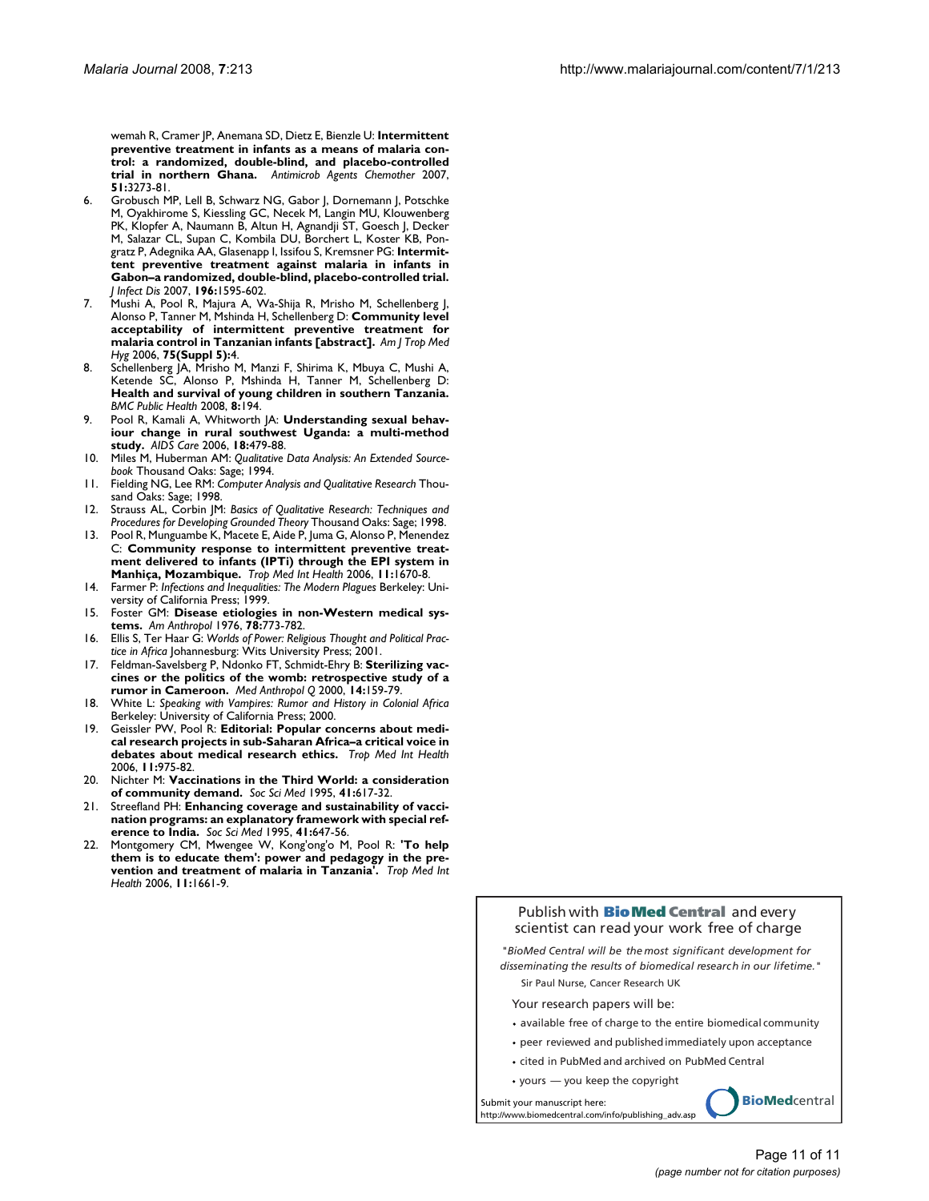wemah R, Cramer JP, Anemana SD, Dietz E, Bienzle U: **Intermittent preventive treatment in infants as a means of malaria control: a randomized, double-blind, and placebo-controlled trial in northern Ghana.** *Antimicrob Agents Chemother* 2007, **51:**3273-81.

6. Grobusch MP, Lell B, Schwarz NG, Gabor J, Dornemann J, Potschke M, Oyakhirome S, Kiessling GC, Necek M, Langin MU, Klouwenberg PK, Klopfer A, Naumann B, Altun H, Agnandji ST, Goesch J, Decker M, Salazar CL, Supan C, Kombila DU, Borchert L, Koster KB, Pongratz P, Adegnika AA, Glasenapp I, Issifou S, Kremsner PG: **Intermittent preventive treatment against malaria in infants in Gabon–a randomized, double-blind, placebo-controlled trial.** *J Infect Dis* 2007, **196:**1595-602.
7. Mushi A, Pool R, Majura A, Wa-Shija R, Mrisho M, Schellenberg J, Alonso P, Tanner M, Mshinda H, Schellenberg D: **Community level acceptability of intermittent preventive treatment for malaria control in Tanzanian infants [abstract].** *Am J Trop Med Hyg* 2006, **75(Suppl 5):**4.
8. Schellenberg JA, Mrisho M, Manzi F, Shirima K, Mbuya C, Mushi A, Ketende SC, Alonso P, Mshinda H, Tanner M, Schellenberg D: **Health and survival of young children in southern Tanzania.** *BMC Public Health* 2008, **8:**194.
9. Pool R, Kamali A, Whitworth JA: **Understanding sexual behaviour change in rural southwest Uganda: a multi-method study.** *AIDS Care* 2006, **18:**479-88.
10. Miles M, Huberman AM: *Qualitative Data Analysis: An Extended Sourcebook* Thousand Oaks: Sage; 1994.
11. Fielding NG, Lee RM: *Computer Analysis and Qualitative Research* Thousand Oaks: Sage; 1998.
12. Strauss AL, Corbin JM: *Basics of Qualitative Research: Techniques and Procedures for Developing Grounded Theory* Thousand Oaks: Sage; 1998.
13. Pool R, Munguambe K, Macete E, Aide P, Juma G, Alonso P, Menendez C: **Community response to intermittent preventive treatment delivered to infants (IPTi) through the EPI system in Manhiça, Mozambique.** *Trop Med Int Health* 2006, **11:**1670-8.
14. Farmer P: *Infections and Inequalities: The Modern Plagues* Berkeley: University of California Press; 1999.
15. Foster GM: **Disease etiologies in non-Western medical systems.** *Am Anthropol* 1976, **78:**773-782.
16. Ellis S, Ter Haar G: *Worlds of Power: Religious Thought and Political Practice in Africa* Johannesburg: Wits University Press; 2001.
17. Feldman-Savelsberg P, Ndonko FT, Schmidt-Ehry B: **Sterilizing vaccines or the politics of the womb: retrospective study of a rumor in Cameroon.** *Med Anthropol Q* 2000, **14:**159-79.
18. White L: *Speaking with Vampires: Rumor and History in Colonial Africa* Berkeley: University of California Press; 2000.
19. Geissler PW, Pool R: **Editorial: Popular concerns about medical research projects in sub-Saharan Africa–a critical voice in debates about medical research ethics.** *Trop Med Int Health* 2006, **11:**975-82.
20. Nichter M: **Vaccinations in the Third World: a consideration of community demand.** *Soc Sci Med* 1995, **41:**617-32.
21. Streefland PH: **Enhancing coverage and sustainability of vaccination programs: an explanatory framework with special reference to India.** *Soc Sci Med* 1995, **41:**647-56.
22. Montgomery CM, Mwengee W, Kong'ong'o M, Pool R: **'To help them is to educate them': power and pedagogy in the prevention and treatment of malaria in Tanzania'.** *Trop Med Int Health* 2006, **11:**1661-9.

Publish with **BioMed Central** and every scientist can read your work free of charge

*"BioMed Central will be the most significant development for disseminating the results of biomedical research in our lifetime."*
Sir Paul Nurse, Cancer Research UK

Your research papers will be:

- available free of charge to the entire biomedical community
- peer reviewed and published immediately upon acceptance
- cited in PubMed and archived on PubMed Central
- yours — you keep the copyright

Submit your manuscript here:
http://www.biomedcentral.com/info/publishing_adv.asp

**BioMed**central